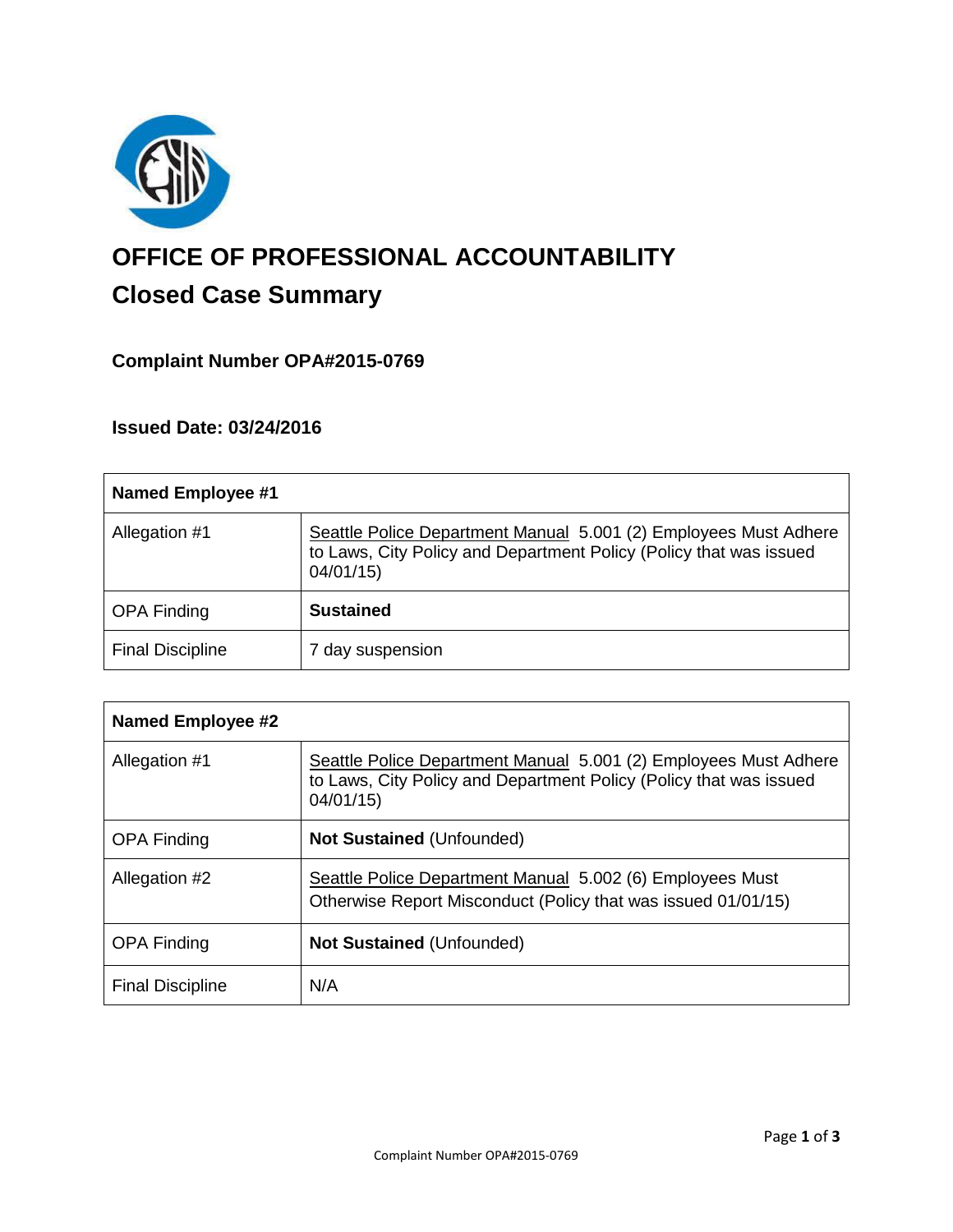# OFFICE OF PROFESSIONAL ACCOUNTABILITY

## Closed Case Summary

### Complaint Number OPA#2015-0769

### Issued Date: 03/24/2016

| **Named Employee #1** | |
|---|---|
| Allegation #1 | Seattle Police Department Manual 5.001 (2) Employees Must Adhere to Laws, City Policy and Department Policy (Policy that was issued 04/01/15) |
| OPA Finding | **Sustained** |
| Final Discipline | 7 day suspension |

| **Named Employee #2** | |
|---|---|
| Allegation #1 | Seattle Police Department Manual 5.001 (2) Employees Must Adhere to Laws, City Policy and Department Policy (Policy that was issued 04/01/15) |
| OPA Finding | **Not Sustained** (Unfounded) |
| Allegation #2 | Seattle Police Department Manual 5.002 (6) Employees Must Otherwise Report Misconduct (Policy that was issued 01/01/15) |
| OPA Finding | **Not Sustained** (Unfounded) |
| Final Discipline | N/A |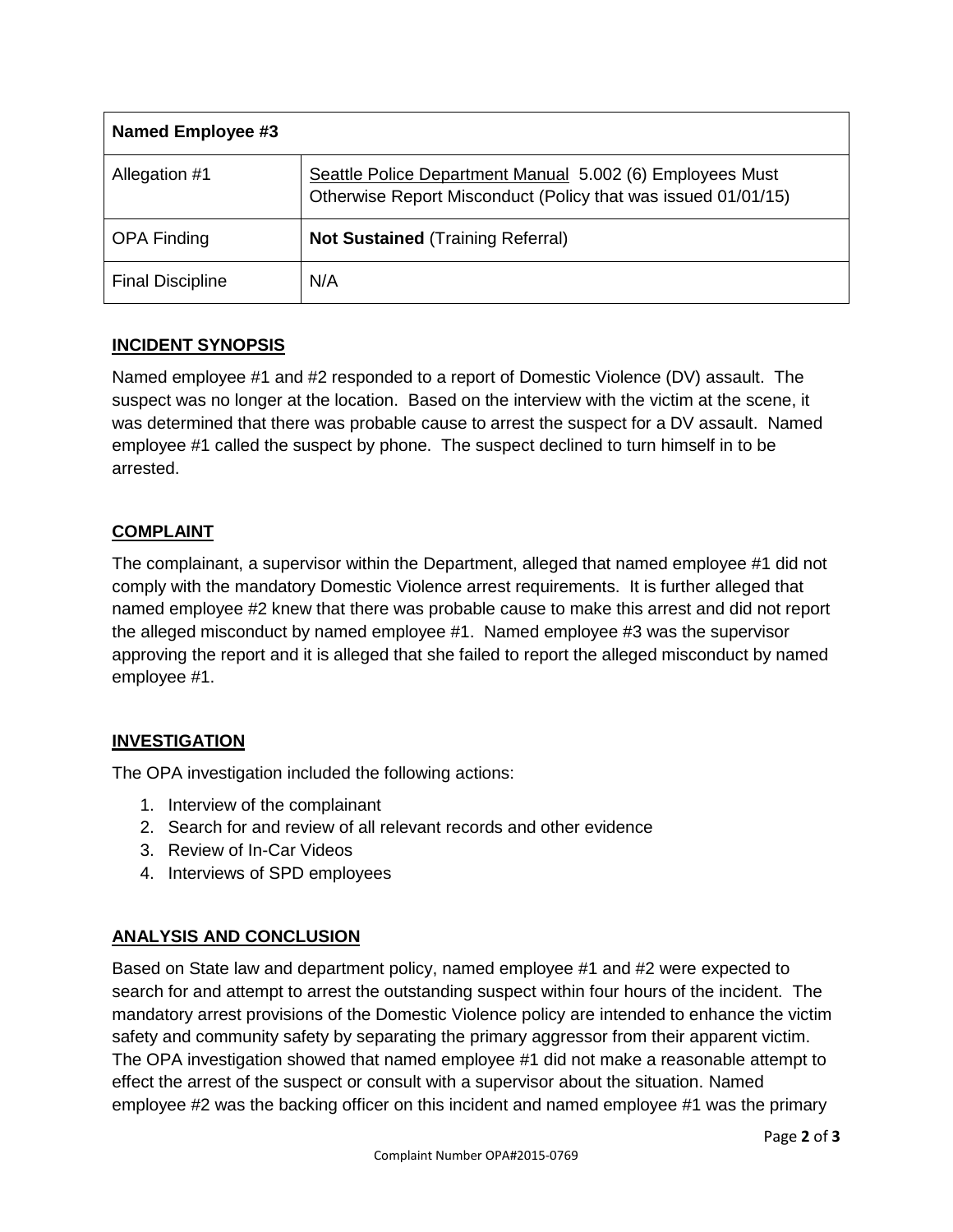| Named Employee #3 | |
|---|---|
| Allegation #1 | Seattle Police Department Manual 5.002 (6) Employees Must Otherwise Report Misconduct (Policy that was issued 01/01/15) |
| OPA Finding | **Not Sustained** (Training Referral) |
| Final Discipline | N/A |

## INCIDENT SYNOPSIS

Named employee #1 and #2 responded to a report of Domestic Violence (DV) assault. The suspect was no longer at the location. Based on the interview with the victim at the scene, it was determined that there was probable cause to arrest the suspect for a DV assault. Named employee #1 called the suspect by phone. The suspect declined to turn himself in to be arrested.

## COMPLAINT

The complainant, a supervisor within the Department, alleged that named employee #1 did not comply with the mandatory Domestic Violence arrest requirements. It is further alleged that named employee #2 knew that there was probable cause to make this arrest and did not report the alleged misconduct by named employee #1. Named employee #3 was the supervisor approving the report and it is alleged that she failed to report the alleged misconduct by named employee #1.

## INVESTIGATION

The OPA investigation included the following actions:

1. Interview of the complainant
2. Search for and review of all relevant records and other evidence
3. Review of In-Car Videos
4. Interviews of SPD employees

## ANALYSIS AND CONCLUSION

Based on State law and department policy, named employee #1 and #2 were expected to search for and attempt to arrest the outstanding suspect within four hours of the incident. The mandatory arrest provisions of the Domestic Violence policy are intended to enhance the victim safety and community safety by separating the primary aggressor from their apparent victim. The OPA investigation showed that named employee #1 did not make a reasonable attempt to effect the arrest of the suspect or consult with a supervisor about the situation. Named employee #2 was the backing officer on this incident and named employee #1 was the primary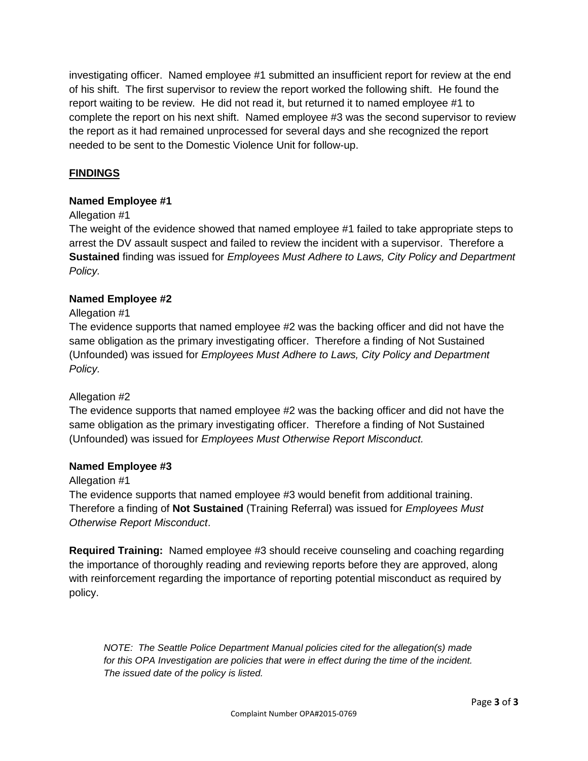investigating officer. Named employee #1 submitted an insufficient report for review at the end of his shift. The first supervisor to review the report worked the following shift. He found the report waiting to be review. He did not read it, but returned it to named employee #1 to complete the report on his next shift. Named employee #3 was the second supervisor to review the report as it had remained unprocessed for several days and she recognized the report needed to be sent to the Domestic Violence Unit for follow-up.

## FINDINGS

### Named Employee #1

Allegation #1

The weight of the evidence showed that named employee #1 failed to take appropriate steps to arrest the DV assault suspect and failed to review the incident with a supervisor. Therefore a **Sustained** finding was issued for *Employees Must Adhere to Laws, City Policy and Department Policy.*

### Named Employee #2

Allegation #1

The evidence supports that named employee #2 was the backing officer and did not have the same obligation as the primary investigating officer. Therefore a finding of Not Sustained (Unfounded) was issued for *Employees Must Adhere to Laws, City Policy and Department Policy.*

Allegation #2

The evidence supports that named employee #2 was the backing officer and did not have the same obligation as the primary investigating officer. Therefore a finding of Not Sustained (Unfounded) was issued for *Employees Must Otherwise Report Misconduct.*

### Named Employee #3

Allegation #1

The evidence supports that named employee #3 would benefit from additional training. Therefore a finding of **Not Sustained** (Training Referral) was issued for *Employees Must Otherwise Report Misconduct*.

**Required Training:** Named employee #3 should receive counseling and coaching regarding the importance of thoroughly reading and reviewing reports before they are approved, along with reinforcement regarding the importance of reporting potential misconduct as required by policy.

*NOTE: The Seattle Police Department Manual policies cited for the allegation(s) made for this OPA Investigation are policies that were in effect during the time of the incident. The issued date of the policy is listed.*

Complaint Number OPA#2015-0769